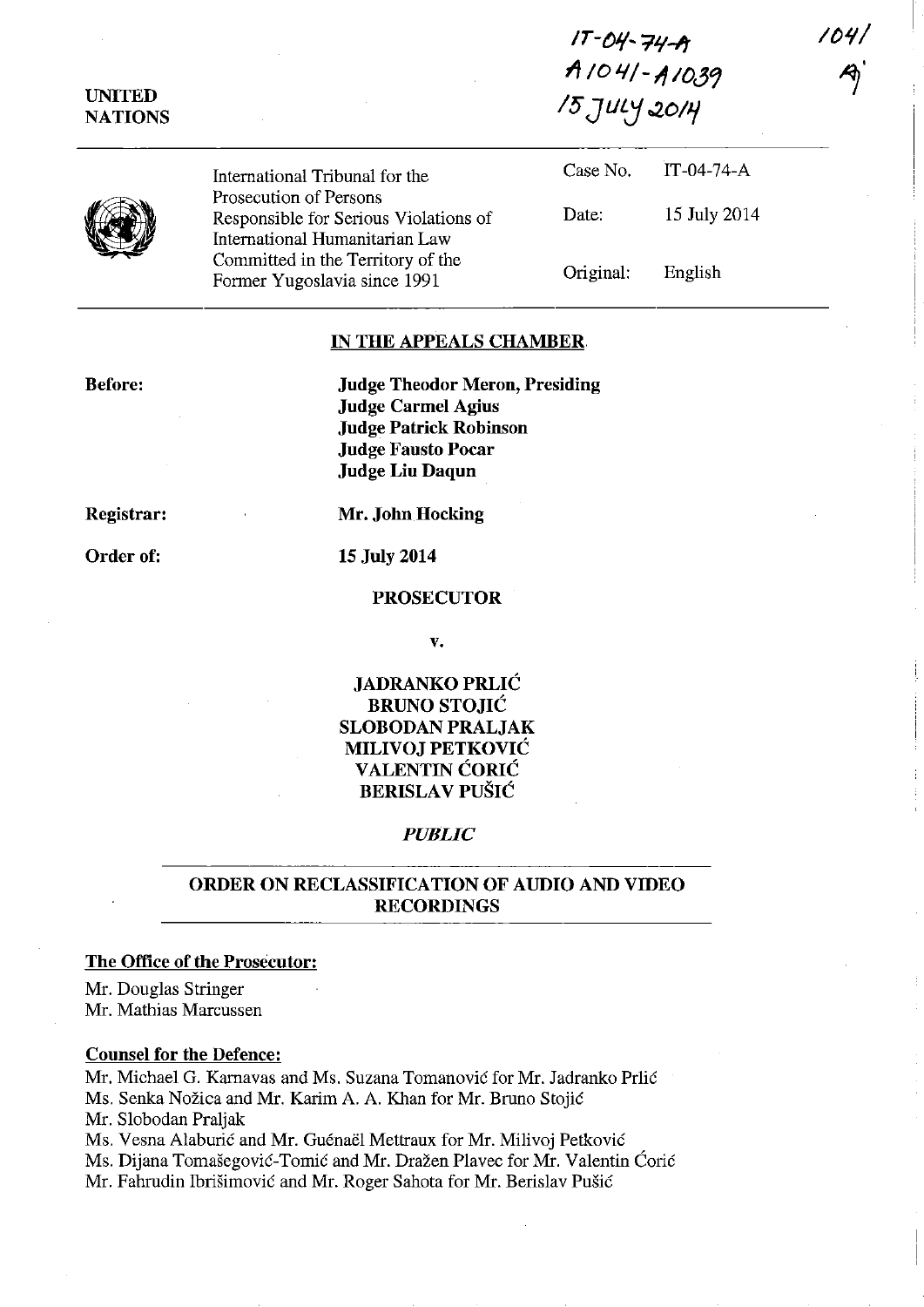IT-04-74-A
A1041-A1039
15 JULY 2014

1041

UNITED NATIONS

International Tribunal for the Prosecution of Persons Responsible for Serious Violations of International Humanitarian Law Committed in the Territory of the Former Yugoslavia since 1991

| | |
|---|---|
| Case No. | IT-04-74-A |
| Date: | 15 July 2014 |
| Original: | English |

## IN THE APPEALS CHAMBER

**Before:**

**Judge Theodor Meron, Presiding**
**Judge Carmel Agius**
**Judge Patrick Robinson**
**Judge Fausto Pocar**
**Judge Liu Daqun**

**Registrar:** **Mr. John Hocking**

**Order of:** **15 July 2014**

**PROSECUTOR**

**v.**

**JADRANKO PRLIĆ**
**BRUNO STOJIĆ**
**SLOBODAN PRALJAK**
**MILIVOJ PETKOVIĆ**
**VALENTIN ĆORIĆ**
**BERISLAV PUŠIĆ**

***PUBLIC***

## ORDER ON RECLASSIFICATION OF AUDIO AND VIDEO RECORDINGS

**The Office of the Prosecutor:**

Mr. Douglas Stringer
Mr. Mathias Marcussen

**Counsel for the Defence:**

Mr. Michael G. Karnavas and Ms. Suzana Tomanović for Mr. Jadranko Prlić
Ms. Senka Nožica and Mr. Karim A. A. Khan for Mr. Bruno Stojić
Mr. Slobodan Praljak
Ms. Vesna Alaburić and Mr. Guénaël Mettraux for Mr. Milivoj Petković
Ms. Dijana Tomašegović-Tomić and Mr. Dražen Plavec for Mr. Valentin Ćorić
Mr. Fahrudin Ibrišimović and Mr. Roger Sahota for Mr. Berislav Pušić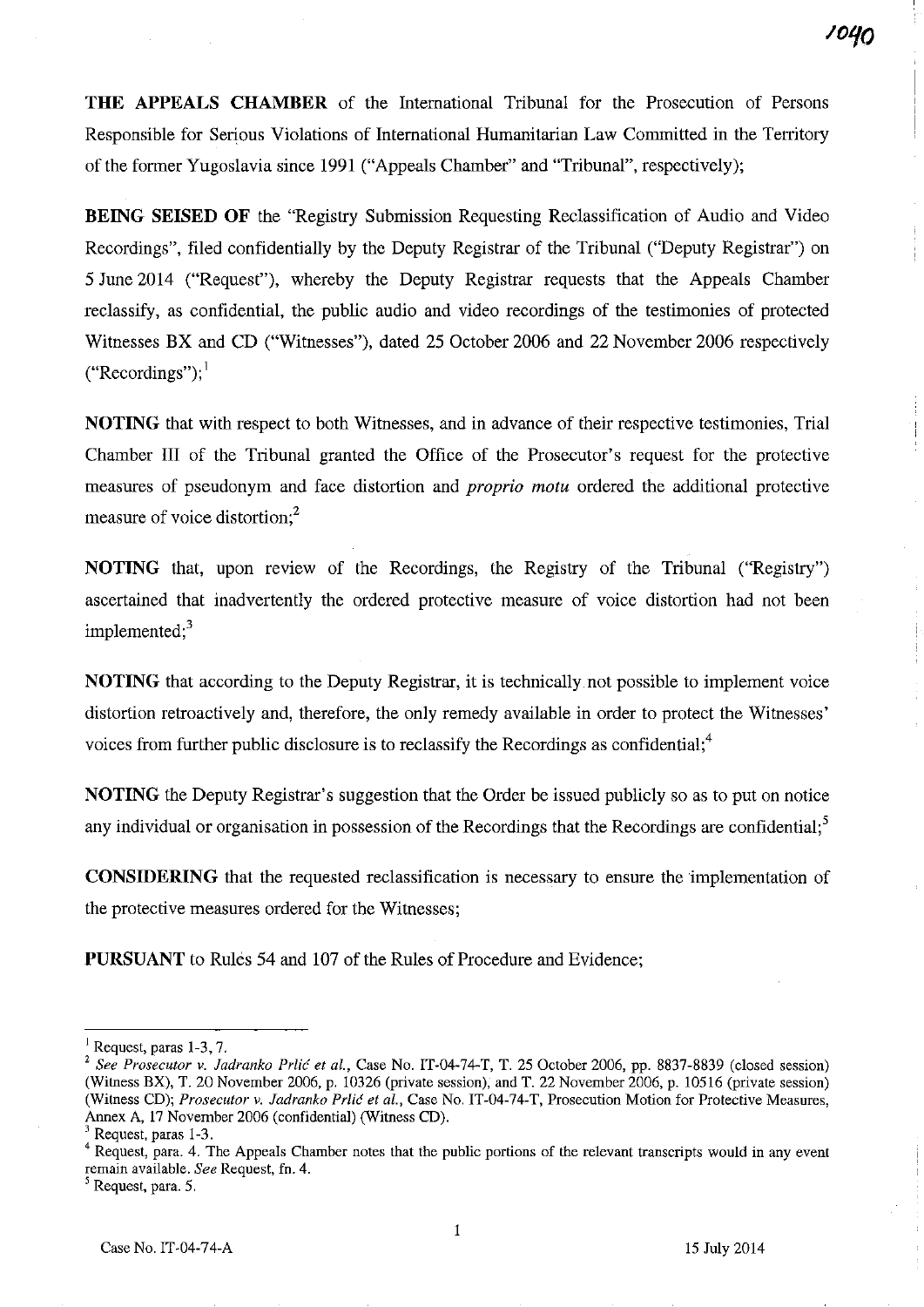**THE APPEALS CHAMBER** of the International Tribunal for the Prosecution of Persons Responsible for Serious Violations of International Humanitarian Law Committed in the Territory of the former Yugoslavia since 1991 ("Appeals Chamber" and "Tribunal", respectively);

**BEING SEISED OF** the "Registry Submission Requesting Reclassification of Audio and Video Recordings", filed confidentially by the Deputy Registrar of the Tribunal ("Deputy Registrar") on 5 June 2014 ("Request"), whereby the Deputy Registrar requests that the Appeals Chamber reclassify, as confidential, the public audio and video recordings of the testimonies of protected Witnesses BX and CD ("Witnesses"), dated 25 October 2006 and 22 November 2006 respectively ("Recordings");[1]

**NOTING** that with respect to both Witnesses, and in advance of their respective testimonies, Trial Chamber III of the Tribunal granted the Office of the Prosecutor's request for the protective measures of pseudonym and face distortion and *proprio motu* ordered the additional protective measure of voice distortion;[2]

**NOTING** that, upon review of the Recordings, the Registry of the Tribunal ("Registry") ascertained that inadvertently the ordered protective measure of voice distortion had not been implemented;[3]

**NOTING** that according to the Deputy Registrar, it is technically not possible to implement voice distortion retroactively and, therefore, the only remedy available in order to protect the Witnesses' voices from further public disclosure is to reclassify the Recordings as confidential;[4]

**NOTING** the Deputy Registrar's suggestion that the Order be issued publicly so as to put on notice any individual or organisation in possession of the Recordings that the Recordings are confidential;[5]

**CONSIDERING** that the requested reclassification is necessary to ensure the implementation of the protective measures ordered for the Witnesses;

**PURSUANT** to Rules 54 and 107 of the Rules of Procedure and Evidence;

---

[1] Request, paras 1-3, 7.

[2] *See Prosecutor v. Jadranko Prlić et al.*, Case No. IT-04-74-T, T. 25 October 2006, pp. 8837-8839 (closed session) (Witness BX), T. 20 November 2006, p. 10326 (private session), and T. 22 November 2006, p. 10516 (private session) (Witness CD); *Prosecutor v. Jadranko Prlić et al.*, Case No. IT-04-74-T, Prosecution Motion for Protective Measures, Annex A, 17 November 2006 (confidential) (Witness CD).

[3] Request, paras 1-3.

[4] Request, para. 4. The Appeals Chamber notes that the public portions of the relevant transcripts would in any event remain available. *See* Request, fn. 4.

[5] Request, para. 5.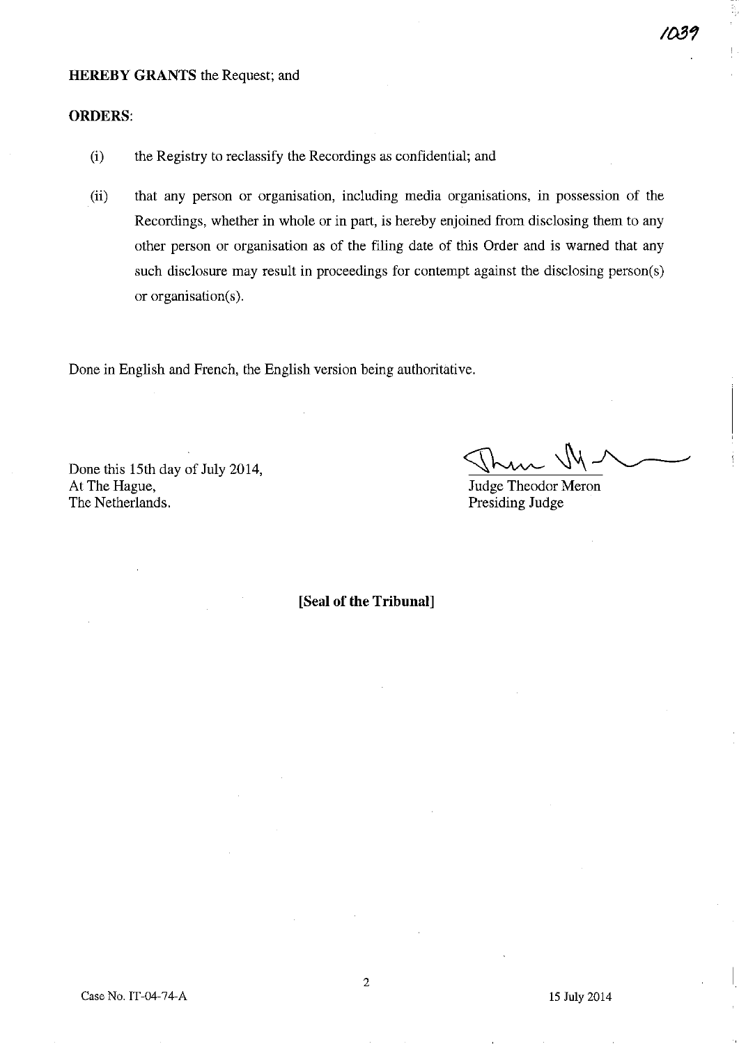**HEREBY GRANTS** the Request; and

**ORDERS**:

(i) the Registry to reclassify the Recordings as confidential; and

(ii) that any person or organisation, including media organisations, in possession of the Recordings, whether in whole or in part, is hereby enjoined from disclosing them to any other person or organisation as of the filing date of this Order and is warned that any such disclosure may result in proceedings for contempt against the disclosing person(s) or organisation(s).

Done in English and French, the English version being authoritative.

Done this 15th day of July 2014,
At The Hague,
The Netherlands.

Judge Theodor Meron
Presiding Judge

**[Seal of the Tribunal]**